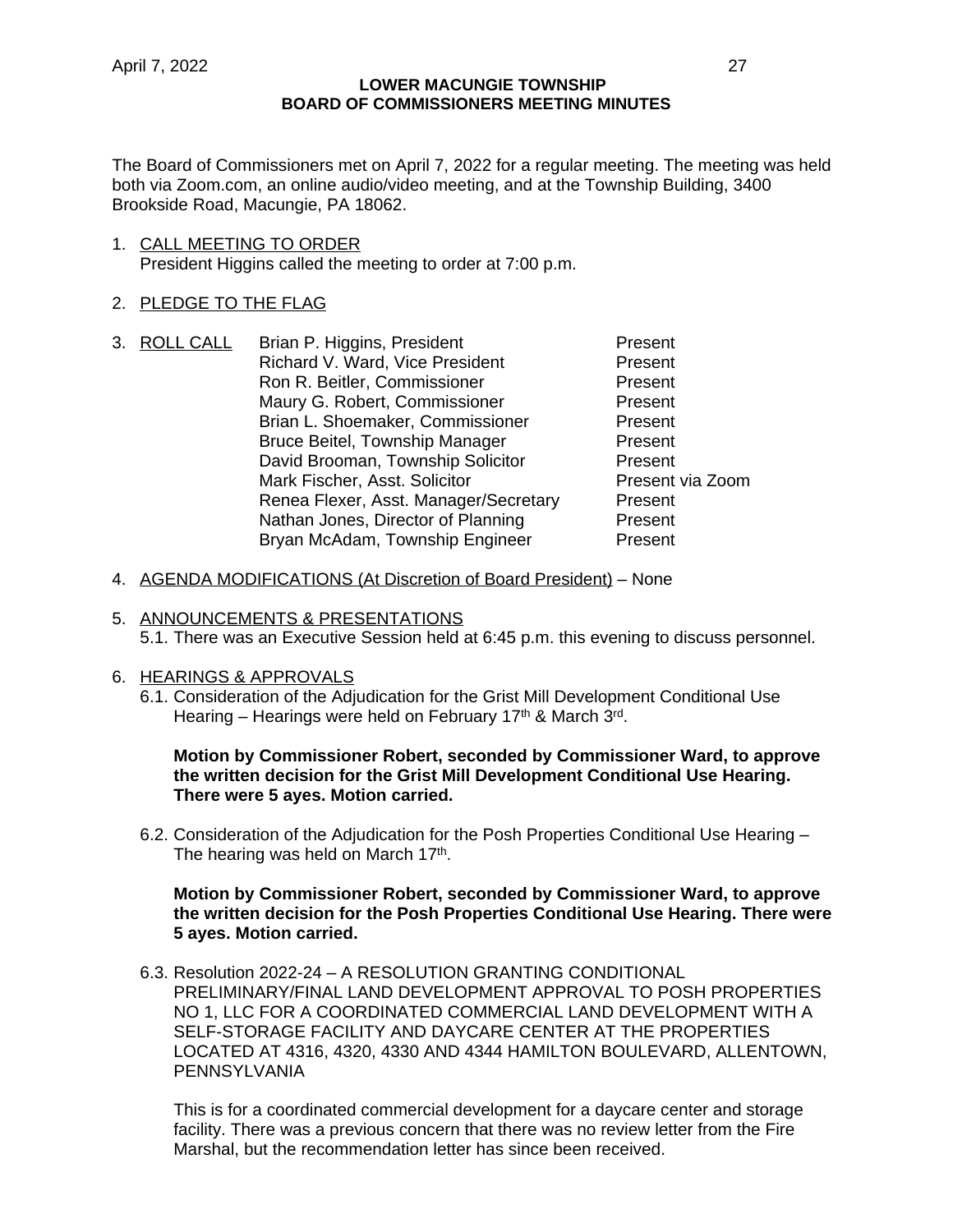# LOWER MACUNGIE TOWNSHIP
## BOARD OF COMMISSIONERS MEETING MINUTES

The Board of Commissioners met on April 7, 2022 for a regular meeting. The meeting was held both via Zoom.com, an online audio/video meeting, and at the Township Building, 3400 Brookside Road, Macungie, PA 18062.

1. CALL MEETING TO ORDER
   President Higgins called the meeting to order at 7:00 p.m.

2. PLEDGE TO THE FLAG

3. ROLL CALL

| | |
|---|---|
| Brian P. Higgins, President | Present |
| Richard V. Ward, Vice President | Present |
| Ron R. Beitler, Commissioner | Present |
| Maury G. Robert, Commissioner | Present |
| Brian L. Shoemaker, Commissioner | Present |
| Bruce Beitel, Township Manager | Present |
| David Brooman, Township Solicitor | Present |
| Mark Fischer, Asst. Solicitor | Present via Zoom |
| Renea Flexer, Asst. Manager/Secretary | Present |
| Nathan Jones, Director of Planning | Present |
| Bryan McAdam, Township Engineer | Present |

4. AGENDA MODIFICATIONS (At Discretion of Board President) – None

5. ANNOUNCEMENTS & PRESENTATIONS
   5.1. There was an Executive Session held at 6:45 p.m. this evening to discuss personnel.

6. HEARINGS & APPROVALS
   6.1. Consideration of the Adjudication for the Grist Mill Development Conditional Use Hearing – Hearings were held on February 17th & March 3rd.

   **Motion by Commissioner Robert, seconded by Commissioner Ward, to approve the written decision for the Grist Mill Development Conditional Use Hearing. There were 5 ayes. Motion carried.**

   6.2. Consideration of the Adjudication for the Posh Properties Conditional Use Hearing – The hearing was held on March 17th.

   **Motion by Commissioner Robert, seconded by Commissioner Ward, to approve the written decision for the Posh Properties Conditional Use Hearing. There were 5 ayes. Motion carried.**

   6.3. Resolution 2022-24 – A RESOLUTION GRANTING CONDITIONAL PRELIMINARY/FINAL LAND DEVELOPMENT APPROVAL TO POSH PROPERTIES NO 1, LLC FOR A COORDINATED COMMERCIAL LAND DEVELOPMENT WITH A SELF-STORAGE FACILITY AND DAYCARE CENTER AT THE PROPERTIES LOCATED AT 4316, 4320, 4330 AND 4344 HAMILTON BOULEVARD, ALLENTOWN, PENNSYLVANIA

   This is for a coordinated commercial development for a daycare center and storage facility. There was a previous concern that there was no review letter from the Fire Marshal, but the recommendation letter has since been received.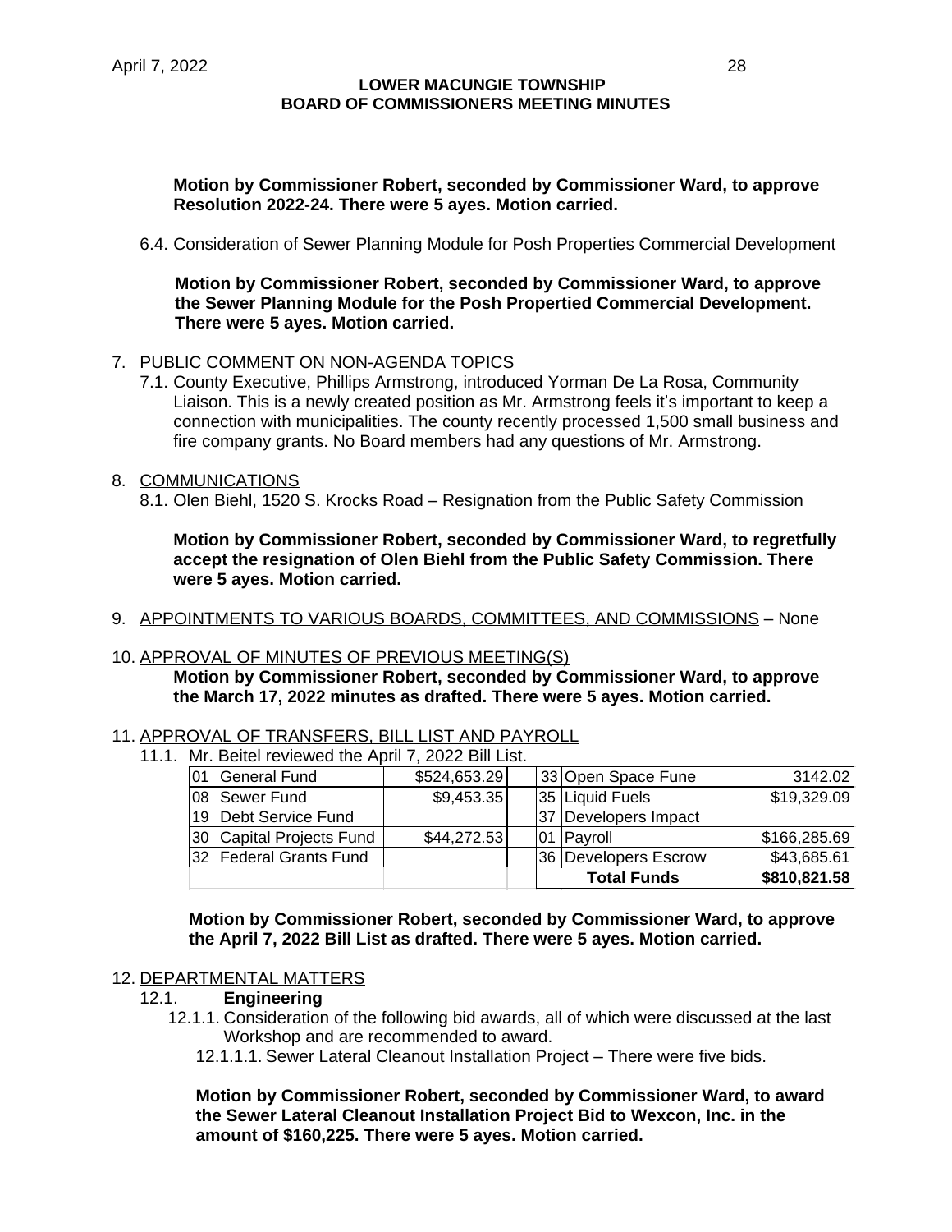**Motion by Commissioner Robert, seconded by Commissioner Ward, to approve Resolution 2022-24. There were 5 ayes. Motion carried.**

6.4. Consideration of Sewer Planning Module for Posh Properties Commercial Development

**Motion by Commissioner Robert, seconded by Commissioner Ward, to approve the Sewer Planning Module for the Posh Propertied Commercial Development. There were 5 ayes. Motion carried.**

7. <u>PUBLIC COMMENT ON NON-AGENDA TOPICS</u>
   7.1. County Executive, Phillips Armstrong, introduced Yorman De La Rosa, Community Liaison. This is a newly created position as Mr. Armstrong feels it's important to keep a connection with municipalities. The county recently processed 1,500 small business and fire company grants. No Board members had any questions of Mr. Armstrong.

8. <u>COMMUNICATIONS</u>
   8.1. Olen Biehl, 1520 S. Krocks Road – Resignation from the Public Safety Commission

**Motion by Commissioner Robert, seconded by Commissioner Ward, to regretfully accept the resignation of Olen Biehl from the Public Safety Commission. There were 5 ayes. Motion carried.**

9. <u>APPOINTMENTS TO VARIOUS BOARDS, COMMITTEES, AND COMMISSIONS</u> – None

10. <u>APPROVAL OF MINUTES OF PREVIOUS MEETING(S)</u>
    **Motion by Commissioner Robert, seconded by Commissioner Ward, to approve the March 17, 2022 minutes as drafted. There were 5 ayes. Motion carried.**

11. <u>APPROVAL OF TRANSFERS, BILL LIST AND PAYROLL</u>
    11.1. Mr. Beitel reviewed the April 7, 2022 Bill List.

| | | | | | | |
|---|---|---|---|---|---|---|
| 01 | General Fund | $524,653.29 | | 33 | Open Space Fune | 3142.02 |
| 08 | Sewer Fund | $9,453.35 | | 35 | Liquid Fuels | $19,329.09 |
| 19 | Debt Service Fund | | | 37 | Developers Impact | |
| 30 | Capital Projects Fund | $44,272.53 | | 01 | Payroll | $166,285.69 |
| 32 | Federal Grants Fund | | | 36 | Developers Escrow | $43,685.61 |
| | | | | | **Total Funds** | **$810,821.58** |

**Motion by Commissioner Robert, seconded by Commissioner Ward, to approve the April 7, 2022 Bill List as drafted. There were 5 ayes. Motion carried.**

12. <u>DEPARTMENTAL MATTERS</u>
    12.1. **Engineering**
    12.1.1. Consideration of the following bid awards, all of which were discussed at the last Workshop and are recommended to award.
    12.1.1.1. Sewer Lateral Cleanout Installation Project – There were five bids.

**Motion by Commissioner Robert, seconded by Commissioner Ward, to award the Sewer Lateral Cleanout Installation Project Bid to Wexcon, Inc. in the amount of $160,225. There were 5 ayes. Motion carried.**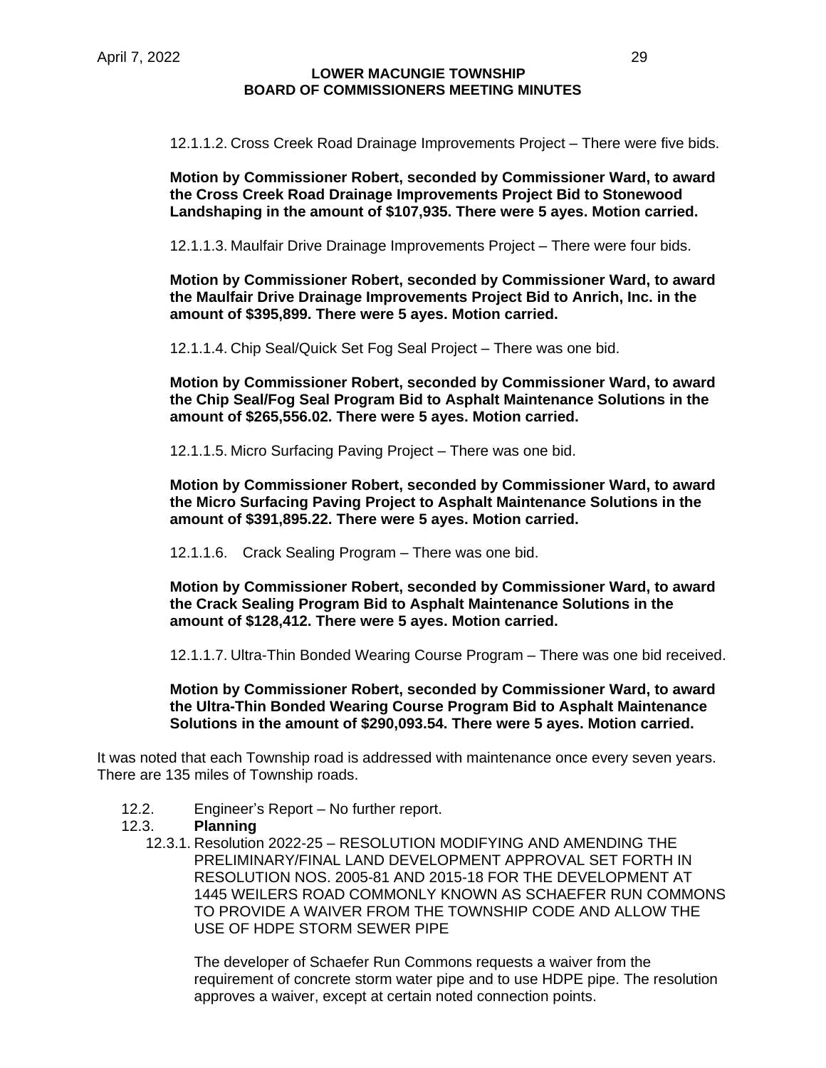12.1.1.2. Cross Creek Road Drainage Improvements Project – There were five bids.

**Motion by Commissioner Robert, seconded by Commissioner Ward, to award the Cross Creek Road Drainage Improvements Project Bid to Stonewood Landshaping in the amount of $107,935. There were 5 ayes. Motion carried.**

12.1.1.3. Maulfair Drive Drainage Improvements Project – There were four bids.

**Motion by Commissioner Robert, seconded by Commissioner Ward, to award the Maulfair Drive Drainage Improvements Project Bid to Anrich, Inc. in the amount of $395,899. There were 5 ayes. Motion carried.**

12.1.1.4. Chip Seal/Quick Set Fog Seal Project – There was one bid.

**Motion by Commissioner Robert, seconded by Commissioner Ward, to award the Chip Seal/Fog Seal Program Bid to Asphalt Maintenance Solutions in the amount of $265,556.02. There were 5 ayes. Motion carried.**

12.1.1.5. Micro Surfacing Paving Project – There was one bid.

**Motion by Commissioner Robert, seconded by Commissioner Ward, to award the Micro Surfacing Paving Project to Asphalt Maintenance Solutions in the amount of $391,895.22. There were 5 ayes. Motion carried.**

12.1.1.6. Crack Sealing Program – There was one bid.

**Motion by Commissioner Robert, seconded by Commissioner Ward, to award the Crack Sealing Program Bid to Asphalt Maintenance Solutions in the amount of $128,412. There were 5 ayes. Motion carried.**

12.1.1.7. Ultra-Thin Bonded Wearing Course Program – There was one bid received.

**Motion by Commissioner Robert, seconded by Commissioner Ward, to award the Ultra-Thin Bonded Wearing Course Program Bid to Asphalt Maintenance Solutions in the amount of $290,093.54. There were 5 ayes. Motion carried.**

It was noted that each Township road is addressed with maintenance once every seven years. There are 135 miles of Township roads.

12.2. Engineer's Report – No further report.

12.3. **Planning**

12.3.1. Resolution 2022-25 – RESOLUTION MODIFYING AND AMENDING THE PRELIMINARY/FINAL LAND DEVELOPMENT APPROVAL SET FORTH IN RESOLUTION NOS. 2005-81 AND 2015-18 FOR THE DEVELOPMENT AT 1445 WEILERS ROAD COMMONLY KNOWN AS SCHAEFER RUN COMMONS TO PROVIDE A WAIVER FROM THE TOWNSHIP CODE AND ALLOW THE USE OF HDPE STORM SEWER PIPE

The developer of Schaefer Run Commons requests a waiver from the requirement of concrete storm water pipe and to use HDPE pipe. The resolution approves a waiver, except at certain noted connection points.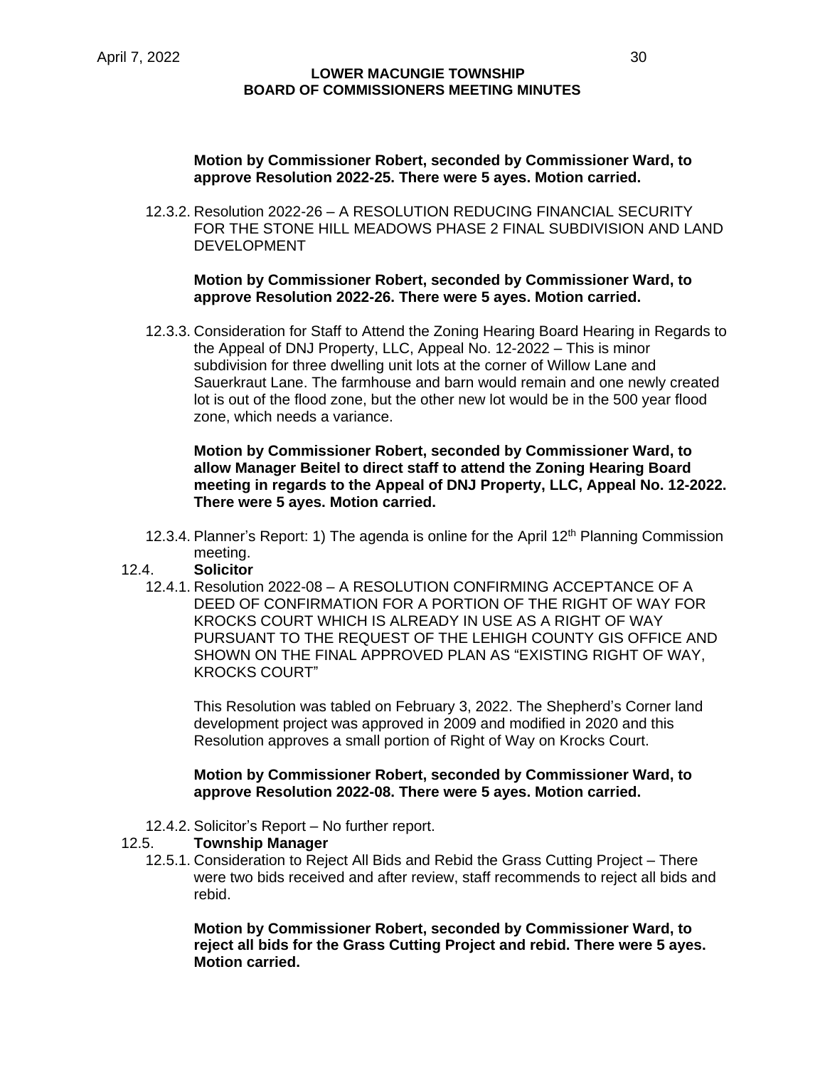**Motion by Commissioner Robert, seconded by Commissioner Ward, to approve Resolution 2022-25. There were 5 ayes. Motion carried.**

12.3.2. Resolution 2022-26 – A RESOLUTION REDUCING FINANCIAL SECURITY FOR THE STONE HILL MEADOWS PHASE 2 FINAL SUBDIVISION AND LAND DEVELOPMENT

**Motion by Commissioner Robert, seconded by Commissioner Ward, to approve Resolution 2022-26. There were 5 ayes. Motion carried.**

12.3.3. Consideration for Staff to Attend the Zoning Hearing Board Hearing in Regards to the Appeal of DNJ Property, LLC, Appeal No. 12-2022 – This is minor subdivision for three dwelling unit lots at the corner of Willow Lane and Sauerkraut Lane. The farmhouse and barn would remain and one newly created lot is out of the flood zone, but the other new lot would be in the 500 year flood zone, which needs a variance.

**Motion by Commissioner Robert, seconded by Commissioner Ward, to allow Manager Beitel to direct staff to attend the Zoning Hearing Board meeting in regards to the Appeal of DNJ Property, LLC, Appeal No. 12-2022. There were 5 ayes. Motion carried.**

12.3.4. Planner's Report: 1) The agenda is online for the April 12th Planning Commission meeting.

12.4. **Solicitor**

12.4.1. Resolution 2022-08 – A RESOLUTION CONFIRMING ACCEPTANCE OF A DEED OF CONFIRMATION FOR A PORTION OF THE RIGHT OF WAY FOR KROCKS COURT WHICH IS ALREADY IN USE AS A RIGHT OF WAY PURSUANT TO THE REQUEST OF THE LEHIGH COUNTY GIS OFFICE AND SHOWN ON THE FINAL APPROVED PLAN AS "EXISTING RIGHT OF WAY, KROCKS COURT"

This Resolution was tabled on February 3, 2022. The Shepherd's Corner land development project was approved in 2009 and modified in 2020 and this Resolution approves a small portion of Right of Way on Krocks Court.

**Motion by Commissioner Robert, seconded by Commissioner Ward, to approve Resolution 2022-08. There were 5 ayes. Motion carried.**

12.4.2. Solicitor's Report – No further report.

12.5. **Township Manager**

12.5.1. Consideration to Reject All Bids and Rebid the Grass Cutting Project – There were two bids received and after review, staff recommends to reject all bids and rebid.

**Motion by Commissioner Robert, seconded by Commissioner Ward, to reject all bids for the Grass Cutting Project and rebid. There were 5 ayes. Motion carried.**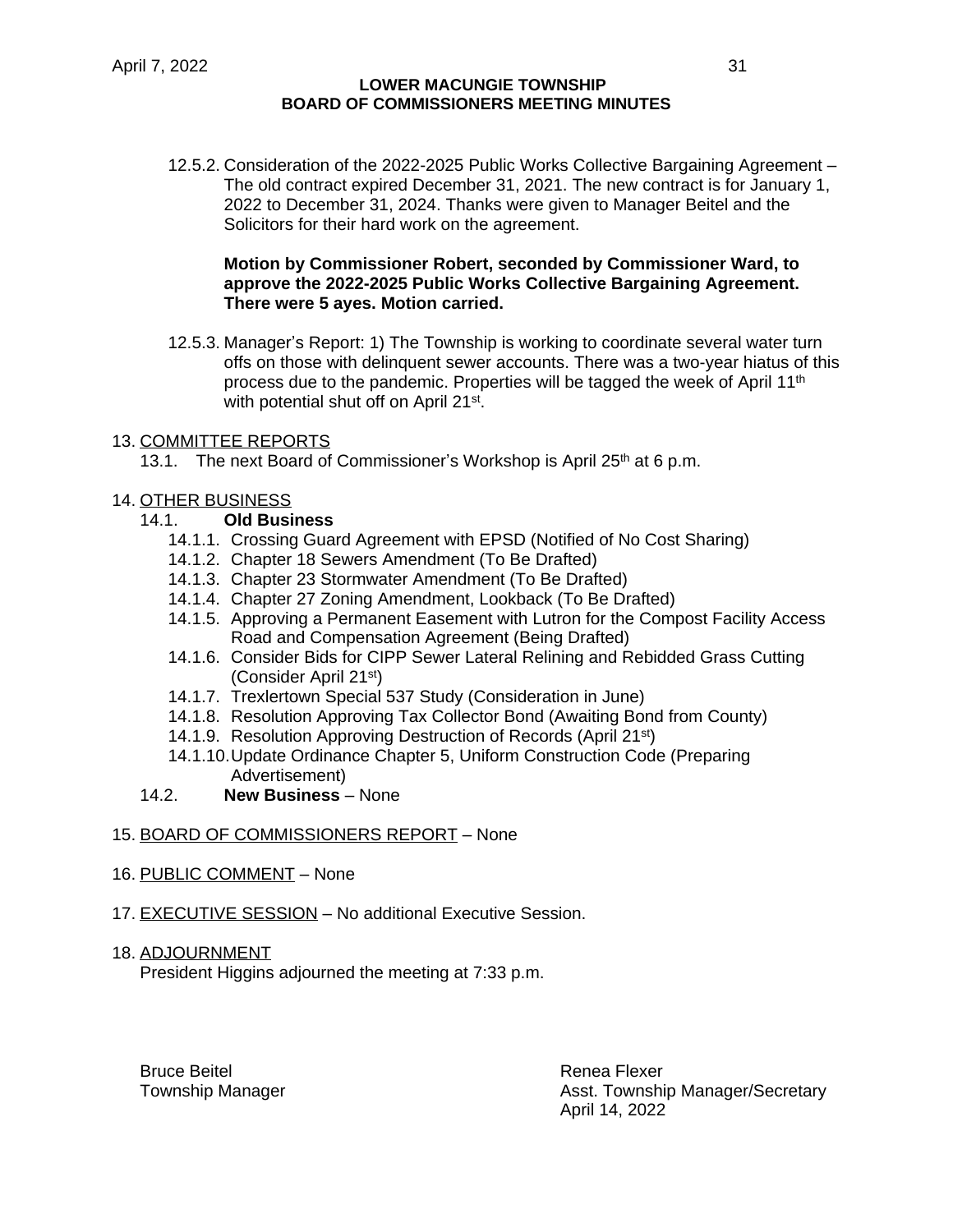12.5.2. Consideration of the 2022-2025 Public Works Collective Bargaining Agreement – The old contract expired December 31, 2021. The new contract is for January 1, 2022 to December 31, 2024. Thanks were given to Manager Beitel and the Solicitors for their hard work on the agreement.

**Motion by Commissioner Robert, seconded by Commissioner Ward, to approve the 2022-2025 Public Works Collective Bargaining Agreement. There were 5 ayes. Motion carried.**

12.5.3. Manager's Report: 1) The Township is working to coordinate several water turn offs on those with delinquent sewer accounts. There was a two-year hiatus of this process due to the pandemic. Properties will be tagged the week of April 11th with potential shut off on April 21st.

13. COMMITTEE REPORTS

13.1. The next Board of Commissioner's Workshop is April 25th at 6 p.m.

14. OTHER BUSINESS

14.1. **Old Business**

14.1.1. Crossing Guard Agreement with EPSD (Notified of No Cost Sharing)
14.1.2. Chapter 18 Sewers Amendment (To Be Drafted)
14.1.3. Chapter 23 Stormwater Amendment (To Be Drafted)
14.1.4. Chapter 27 Zoning Amendment, Lookback (To Be Drafted)
14.1.5. Approving a Permanent Easement with Lutron for the Compost Facility Access Road and Compensation Agreement (Being Drafted)
14.1.6. Consider Bids for CIPP Sewer Lateral Relining and Rebidded Grass Cutting (Consider April 21st)
14.1.7. Trexlertown Special 537 Study (Consideration in June)
14.1.8. Resolution Approving Tax Collector Bond (Awaiting Bond from County)
14.1.9. Resolution Approving Destruction of Records (April 21st)
14.1.10. Update Ordinance Chapter 5, Uniform Construction Code (Preparing Advertisement)

14.2. **New Business** – None

15. BOARD OF COMMISSIONERS REPORT – None

16. PUBLIC COMMENT – None

17. EXECUTIVE SESSION – No additional Executive Session.

18. ADJOURNMENT

President Higgins adjourned the meeting at 7:33 p.m.

Bruce Beitel
Township Manager

Renea Flexer
Asst. Township Manager/Secretary
April 14, 2022